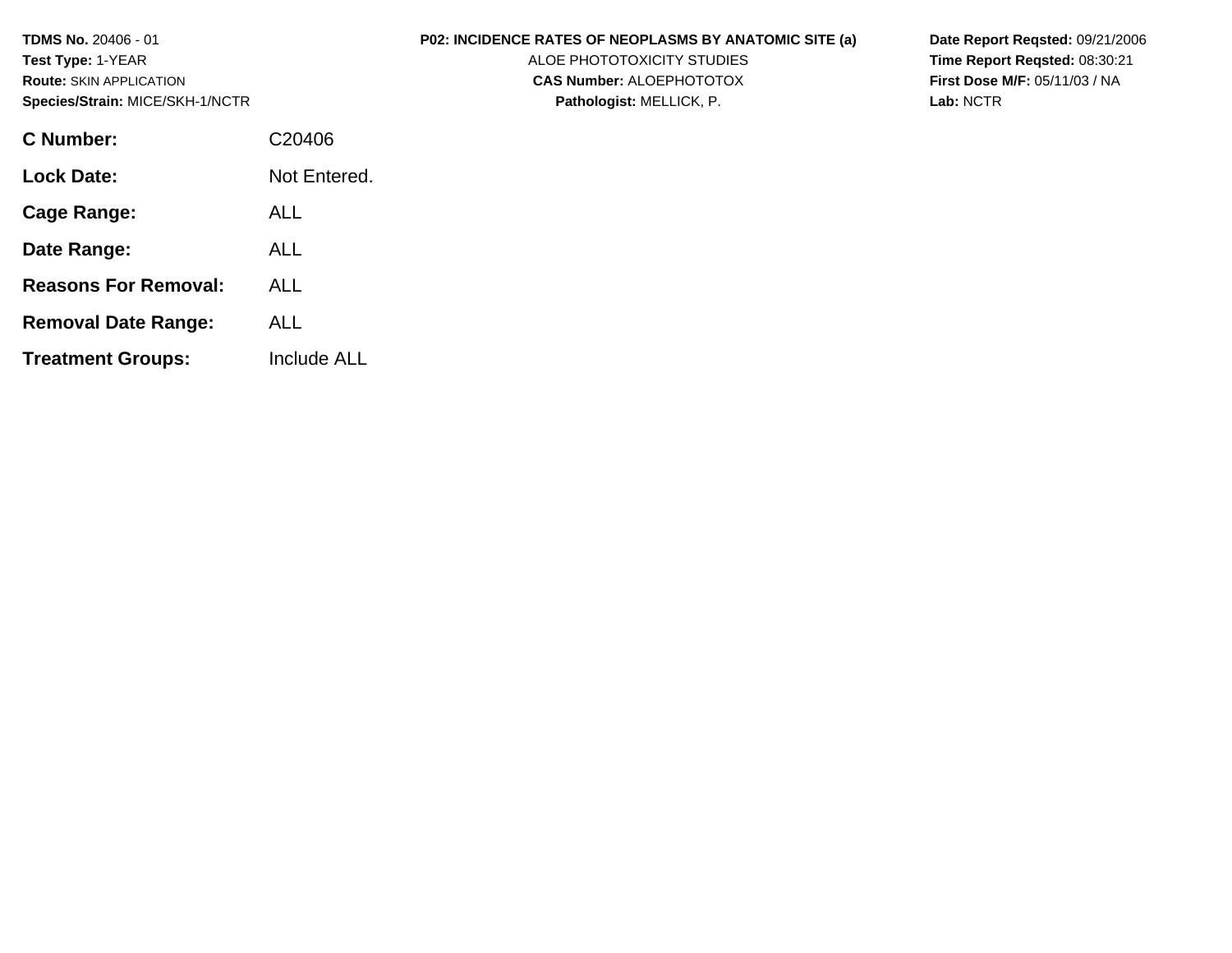**TDMS No.** 20406 - 01
**Test Type:** 1-YEAR
**Route:** SKIN APPLICATION
**Species/Strain:** MICE/SKH-1/NCTR

**P02: INCIDENCE RATES OF NEOPLASMS BY ANATOMIC SITE (a)**
ALOE PHOTOTOXICITY STUDIES
**CAS Number:** ALOEPHOTOTOX
**Pathologist:** MELLICK, P.

**Date Report Reqsted:** 09/21/2006
**Time Report Reqsted:** 08:30:21
**First Dose M/F:** 05/11/03 / NA
**Lab:** NCTR

| | |
|---|---|
| **C Number:** | C20406 |
| **Lock Date:** | Not Entered. |
| **Cage Range:** | ALL |
| **Date Range:** | ALL |
| **Reasons For Removal:** | ALL |
| **Removal Date Range:** | ALL |
| **Treatment Groups:** | Include ALL |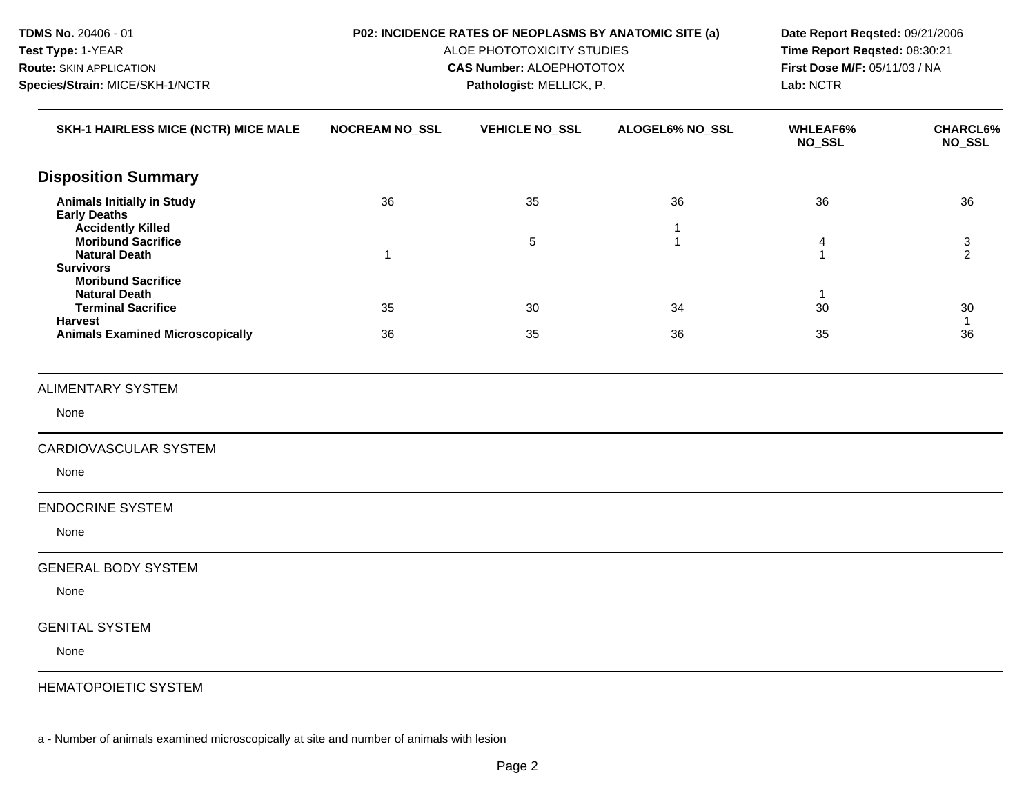**TDMS No.** 20406 - 01
**Test Type:** 1-YEAR
**Route:** SKIN APPLICATION
**Species/Strain:** MICE/SKH-1/NCTR

**P02: INCIDENCE RATES OF NEOPLASMS BY ANATOMIC SITE (a)**
ALOE PHOTOTOXICITY STUDIES
**CAS Number:** ALOEPHOTOTOX
**Pathologist:** MELLICK, P.

**Date Report Reqsted:** 09/21/2006
**Time Report Reqsted:** 08:30:21
**First Dose M/F:** 05/11/03 / NA
**Lab:** NCTR

| SKH-1 HAIRLESS MICE (NCTR) MICE MALE | NOCREAM NO_SSL | VEHICLE NO_SSL | ALOGEL6% NO_SSL | WHLEAF6% NO_SSL | CHARCL6% NO_SSL |
|---|---|---|---|---|---|
| **Disposition Summary** | | | | | |
| **Animals Initially in Study** | 36 | 35 | 36 | 36 | 36 |
| **Early Deaths** | | | | | |
| **Accidently Killed** | | | 1 | | |
| **Moribund Sacrifice** | | 5 | 1 | 4 | 3 |
| **Natural Death** | 1 | | | 1 | 2 |
| **Survivors** | | | | | |
| **Moribund Sacrifice** | | | | | |
| **Natural Death** | | | | 1 | |
| **Terminal Sacrifice** | 35 | 30 | 34 | 30 | 30 |
| **Harvest** | | | | | 1 |
| **Animals Examined Microscopically** | 36 | 35 | 36 | 35 | 36 |

ALIMENTARY SYSTEM

None

CARDIOVASCULAR SYSTEM

None

ENDOCRINE SYSTEM

None

GENERAL BODY SYSTEM

None

GENITAL SYSTEM

None

HEMATOPOIETIC SYSTEM

a - Number of animals examined microscopically at site and number of animals with lesion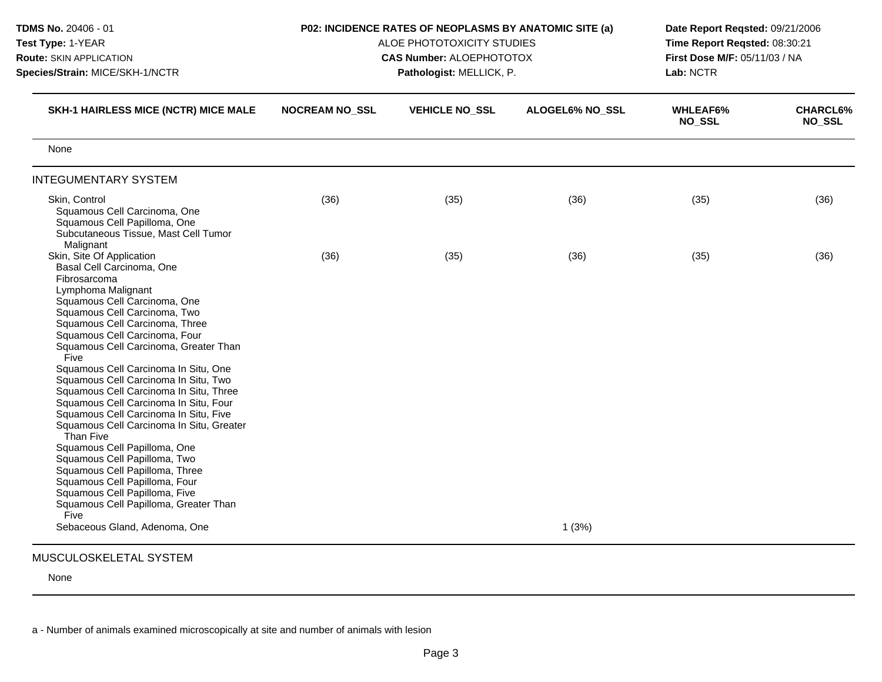**TDMS No.** 20406 - 01
**Test Type:** 1-YEAR
**Route:** SKIN APPLICATION
**Species/Strain:** MICE/SKH-1/NCTR

**P02: INCIDENCE RATES OF NEOPLASMS BY ANATOMIC SITE (a)**
ALOE PHOTOTOXICITY STUDIES
**CAS Number:** ALOEPHOTOTOX
**Pathologist:** MELLICK, P.

**Date Report Reqsted:** 09/21/2006
**Time Report Reqsted:** 08:30:21
**First Dose M/F:** 05/11/03 / NA
**Lab:** NCTR

| SKH-1 HAIRLESS MICE (NCTR) MICE MALE | NOCREAM NO_SSL | VEHICLE NO_SSL | ALOGEL6% NO_SSL | WHLEAF6% NO_SSL | CHARCL6% NO_SSL |
|---|---|---|---|---|---|
| None | | | | | |
| **INTEGUMENTARY SYSTEM** | | | | | |
| Skin, Control | (36) | (35) | (36) | (35) | (36) |
| Squamous Cell Carcinoma, One | | | | | |
| Squamous Cell Papilloma, One | | | | | |
| Subcutaneous Tissue, Mast Cell Tumor Malignant | | | | | |
| Skin, Site Of Application | (36) | (35) | (36) | (35) | (36) |
| Basal Cell Carcinoma, One | | | | | |
| Fibrosarcoma | | | | | |
| Lymphoma Malignant | | | | | |
| Squamous Cell Carcinoma, One | | | | | |
| Squamous Cell Carcinoma, Two | | | | | |
| Squamous Cell Carcinoma, Three | | | | | |
| Squamous Cell Carcinoma, Four | | | | | |
| Squamous Cell Carcinoma, Greater Than Five | | | | | |
| Squamous Cell Carcinoma In Situ, One | | | | | |
| Squamous Cell Carcinoma In Situ, Two | | | | | |
| Squamous Cell Carcinoma In Situ, Three | | | | | |
| Squamous Cell Carcinoma In Situ, Four | | | | | |
| Squamous Cell Carcinoma In Situ, Five | | | | | |
| Squamous Cell Carcinoma In Situ, Greater Than Five | | | | | |
| Squamous Cell Papilloma, One | | | | | |
| Squamous Cell Papilloma, Two | | | | | |
| Squamous Cell Papilloma, Three | | | | | |
| Squamous Cell Papilloma, Four | | | | | |
| Squamous Cell Papilloma, Five | | | | | |
| Squamous Cell Papilloma, Greater Than Five | | | | | |
| Sebaceous Gland, Adenoma, One | | | 1 (3%) | | |
| **MUSCULOSKELETAL SYSTEM** | | | | | |
| None | | | | | |

a - Number of animals examined microscopically at site and number of animals with lesion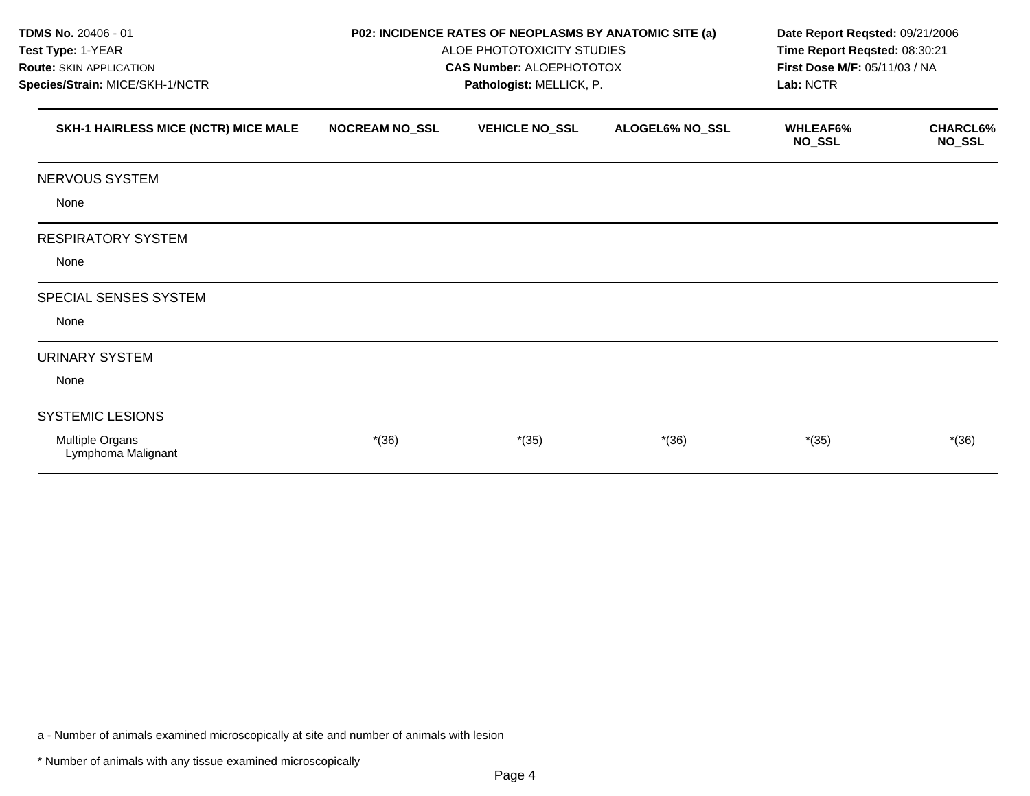**TDMS No.** 20406 - 01
**Test Type:** 1-YEAR
**Route:** SKIN APPLICATION
**Species/Strain:** MICE/SKH-1/NCTR

**P02: INCIDENCE RATES OF NEOPLASMS BY ANATOMIC SITE (a)**
ALOE PHOTOTOXICITY STUDIES
**CAS Number:** ALOEPHOTOTOX
**Pathologist:** MELLICK, P.

**Date Report Reqsted:** 09/21/2006
**Time Report Reqsted:** 08:30:21
**First Dose M/F:** 05/11/03 / NA
**Lab:** NCTR

| SKH-1 HAIRLESS MICE (NCTR) MICE MALE | NOCREAM NO_SSL | VEHICLE NO_SSL | ALOGEL6% NO_SSL | WHLEAF6% NO_SSL | CHARCL6% NO_SSL |
|---|---|---|---|---|---|
| NERVOUS SYSTEM | | | | | |
| None | | | | | |
| RESPIRATORY SYSTEM | | | | | |
| None | | | | | |
| SPECIAL SENSES SYSTEM | | | | | |
| None | | | | | |
| URINARY SYSTEM | | | | | |
| None | | | | | |
| SYSTEMIC LESIONS | | | | | |
| Multiple Organs | *(36) | *(35) | *(36) | *(35) | *(36) |
| Lymphoma Malignant | | | | | |

a - Number of animals examined microscopically at site and number of animals with lesion

* Number of animals with any tissue examined microscopically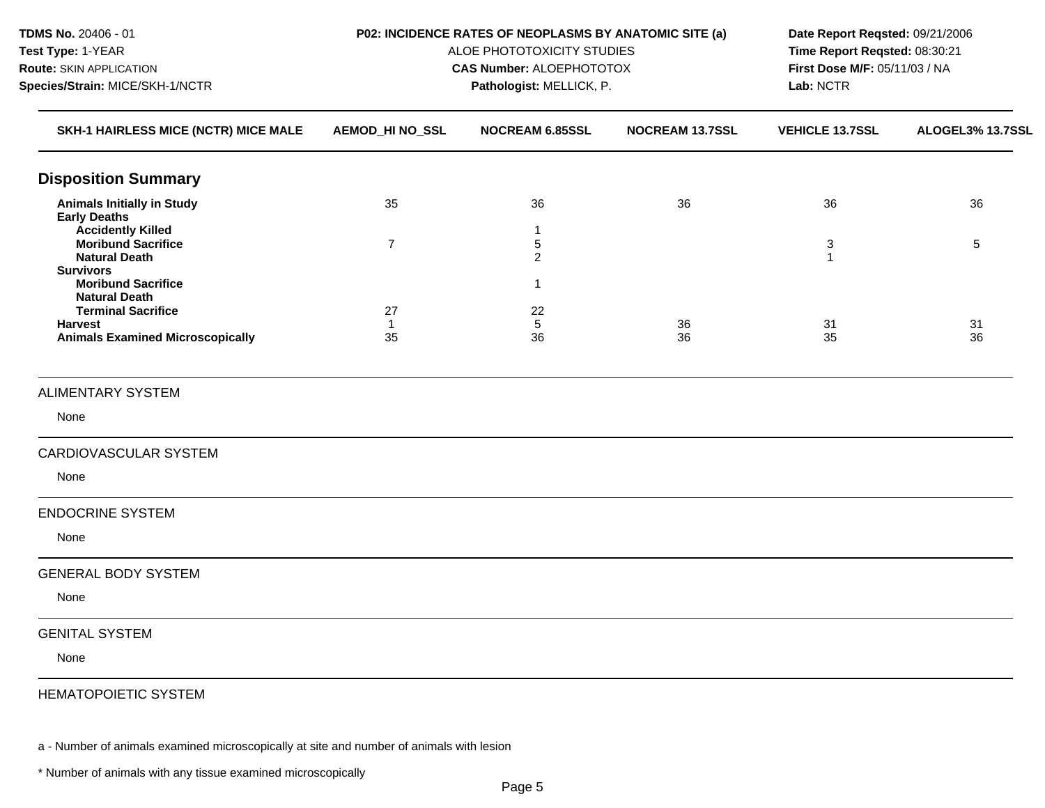**TDMS No.** 20406 - 01
**Test Type:** 1-YEAR
**Route:** SKIN APPLICATION
**Species/Strain:** MICE/SKH-1/NCTR

**P02: INCIDENCE RATES OF NEOPLASMS BY ANATOMIC SITE (a)**
ALOE PHOTOTOXICITY STUDIES
**CAS Number:** ALOEPHOTOTOX
**Pathologist:** MELLICK, P.

**Date Report Reqsted:** 09/21/2006
**Time Report Reqsted:** 08:30:21
**First Dose M/F:** 05/11/03 / NA
**Lab:** NCTR

| SKH-1 HAIRLESS MICE (NCTR) MICE MALE | AEMOD_HI NO_SSL | NOCREAM 6.85SSL | NOCREAM 13.7SSL | VEHICLE 13.7SSL | ALOGEL3% 13.7SSL |
|---|---|---|---|---|---|
| **Disposition Summary** | | | | | |
| **Animals Initially in Study** | 35 | 36 | 36 | 36 | 36 |
| **Early Deaths** | | | | | |
| **Accidently Killed** | | 1 | | | |
| **Moribund Sacrifice** | 7 | 5 | | 3 | 5 |
| **Natural Death** | | 2 | | 1 | |
| **Survivors** | | | | | |
| **Moribund Sacrifice** | | 1 | | | |
| **Natural Death** | | | | | |
| **Terminal Sacrifice** | 27 | 22 | | | |
| **Harvest** | 1 | 5 | 36 | 31 | 31 |
| **Animals Examined Microscopically** | 35 | 36 | 36 | 35 | 36 |

ALIMENTARY SYSTEM

None

CARDIOVASCULAR SYSTEM

None

ENDOCRINE SYSTEM

None

GENERAL BODY SYSTEM

None

GENITAL SYSTEM

None

HEMATOPOIETIC SYSTEM

a - Number of animals examined microscopically at site and number of animals with lesion

* Number of animals with any tissue examined microscopically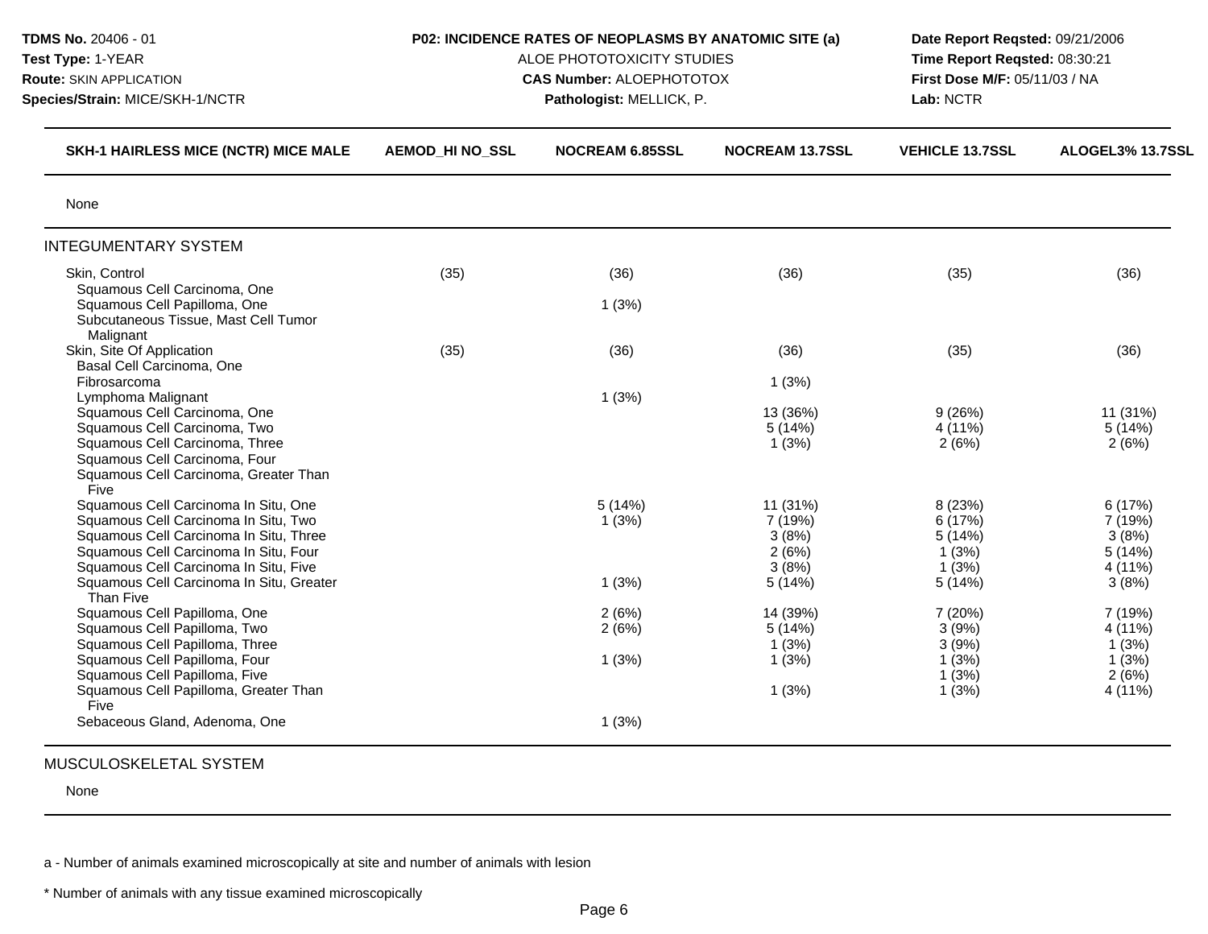**TDMS No.** 20406 - 01
**Test Type:** 1-YEAR
**Route:** SKIN APPLICATION
**Species/Strain:** MICE/SKH-1/NCTR

**P02: INCIDENCE RATES OF NEOPLASMS BY ANATOMIC SITE (a)**
ALOE PHOTOTOXICITY STUDIES
**CAS Number:** ALOEPHOTOTOX
**Pathologist:** MELLICK, P.

**Date Report Reqsted:** 09/21/2006
**Time Report Reqsted:** 08:30:21
**First Dose M/F:** 05/11/03 / NA
**Lab:** NCTR

| SKH-1 HAIRLESS MICE (NCTR) MICE MALE | AEMOD_HI NO_SSL | NOCREAM 6.85SSL | NOCREAM 13.7SSL | VEHICLE 13.7SSL | ALOGEL3% 13.7SSL |
|---|---|---|---|---|---|
| None | | | | | |
| **INTEGUMENTARY SYSTEM** | | | | | |
| Skin, Control | (35) | (36) | (36) | (35) | (36) |
| Squamous Cell Carcinoma, One | | | | | |
| Squamous Cell Papilloma, One | | 1 (3%) | | | |
| Subcutaneous Tissue, Mast Cell Tumor Malignant | | | | | |
| Skin, Site Of Application | (35) | (36) | (36) | (35) | (36) |
| Basal Cell Carcinoma, One | | | | | |
| Fibrosarcoma | | | 1 (3%) | | |
| Lymphoma Malignant | | 1 (3%) | | | |
| Squamous Cell Carcinoma, One | | | 13 (36%) | 9 (26%) | 11 (31%) |
| Squamous Cell Carcinoma, Two | | | 5 (14%) | 4 (11%) | 5 (14%) |
| Squamous Cell Carcinoma, Three | | | 1 (3%) | 2 (6%) | 2 (6%) |
| Squamous Cell Carcinoma, Four | | | | | |
| Squamous Cell Carcinoma, Greater Than Five | | | | | |
| Squamous Cell Carcinoma In Situ, One | | 5 (14%) | 11 (31%) | 8 (23%) | 6 (17%) |
| Squamous Cell Carcinoma In Situ, Two | | 1 (3%) | 7 (19%) | 6 (17%) | 7 (19%) |
| Squamous Cell Carcinoma In Situ, Three | | | 3 (8%) | 5 (14%) | 3 (8%) |
| Squamous Cell Carcinoma In Situ, Four | | | 2 (6%) | 1 (3%) | 5 (14%) |
| Squamous Cell Carcinoma In Situ, Five | | | 3 (8%) | 1 (3%) | 4 (11%) |
| Squamous Cell Carcinoma In Situ, Greater Than Five | | 1 (3%) | 5 (14%) | 5 (14%) | 3 (8%) |
| Squamous Cell Papilloma, One | | 2 (6%) | 14 (39%) | 7 (20%) | 7 (19%) |
| Squamous Cell Papilloma, Two | | 2 (6%) | 5 (14%) | 3 (9%) | 4 (11%) |
| Squamous Cell Papilloma, Three | | | 1 (3%) | 3 (9%) | 1 (3%) |
| Squamous Cell Papilloma, Four | | 1 (3%) | 1 (3%) | 1 (3%) | 1 (3%) |
| Squamous Cell Papilloma, Five | | | | 1 (3%) | 2 (6%) |
| Squamous Cell Papilloma, Greater Than Five | | | 1 (3%) | 1 (3%) | 4 (11%) |
| Sebaceous Gland, Adenoma, One | | 1 (3%) | | | |
| **MUSCULOSKELETAL SYSTEM** | | | | | |
| None | | | | | |

a - Number of animals examined microscopically at site and number of animals with lesion

\* Number of animals with any tissue examined microscopically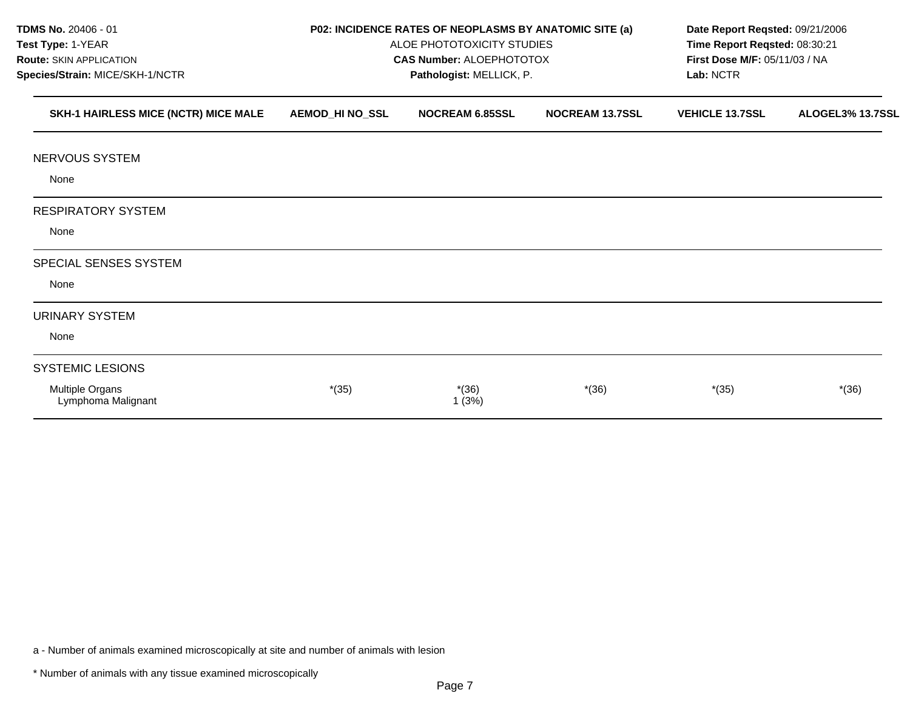**TDMS No.** 20406 - 01
**Test Type:** 1-YEAR
**Route:** SKIN APPLICATION
**Species/Strain:** MICE/SKH-1/NCTR

**P02: INCIDENCE RATES OF NEOPLASMS BY ANATOMIC SITE (a)**
ALOE PHOTOTOXICITY STUDIES
**CAS Number:** ALOEPHOTOTOX
**Pathologist:** MELLICK, P.

**Date Report Reqsted:** 09/21/2006
**Time Report Reqsted:** 08:30:21
**First Dose M/F:** 05/11/03 / NA
**Lab:** NCTR

| SKH-1 HAIRLESS MICE (NCTR) MICE MALE | AEMOD_HI NO_SSL | NOCREAM 6.85SSL | NOCREAM 13.7SSL | VEHICLE 13.7SSL | ALOGEL3% 13.7SSL |
|---|---|---|---|---|---|
| NERVOUS SYSTEM | | | | | |
| None | | | | | |
| RESPIRATORY SYSTEM | | | | | |
| None | | | | | |
| SPECIAL SENSES SYSTEM | | | | | |
| None | | | | | |
| URINARY SYSTEM | | | | | |
| None | | | | | |
| SYSTEMIC LESIONS | | | | | |
| Multiple Organs | *(35) | *(36) | *(36) | *(35) | *(36) |
| Lymphoma Malignant | | 1 (3%) | | | |

a - Number of animals examined microscopically at site and number of animals with lesion

* Number of animals with any tissue examined microscopically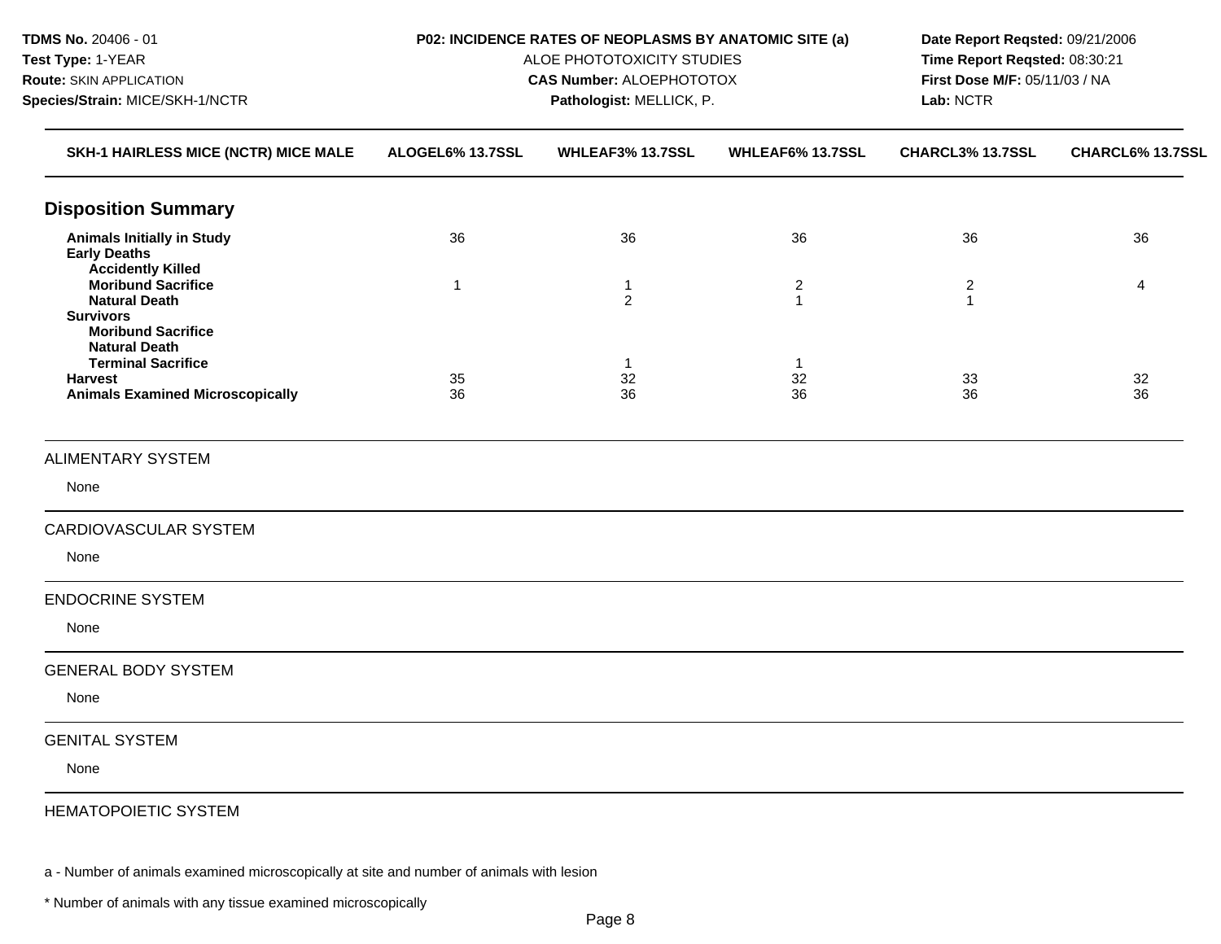**TDMS No.** 20406 - 01
**Test Type:** 1-YEAR
**Route:** SKIN APPLICATION
**Species/Strain:** MICE/SKH-1/NCTR

**P02: INCIDENCE RATES OF NEOPLASMS BY ANATOMIC SITE (a)**
ALOE PHOTOTOXICITY STUDIES
**CAS Number:** ALOEPHOTOTOX
**Pathologist:** MELLICK, P.

**Date Report Reqsted:** 09/21/2006
**Time Report Reqsted:** 08:30:21
**First Dose M/F:** 05/11/03 / NA
**Lab:** NCTR

| SKH-1 HAIRLESS MICE (NCTR) MICE MALE | ALOGEL6% 13.7SSL | WHLEAF3% 13.7SSL | WHLEAF6% 13.7SSL | CHARCL3% 13.7SSL | CHARCL6% 13.7SSL |
|---|---|---|---|---|---|
| **Disposition Summary** | | | | | |
| **Animals Initially in Study** | 36 | 36 | 36 | 36 | 36 |
| **Early Deaths** | | | | | |
| **Accidently Killed** | | | | | |
| **Moribund Sacrifice** | 1 | 1 | 2 | 2 | 4 |
| **Natural Death** | | 2 | 1 | 1 | |
| **Survivors** | | | | | |
| **Moribund Sacrifice** | | | | | |
| **Natural Death** | | | | | |
| **Terminal Sacrifice** | | 1 | 1 | | |
| **Harvest** | 35 | 32 | 32 | 33 | 32 |
| **Animals Examined Microscopically** | 36 | 36 | 36 | 36 | 36 |

ALIMENTARY SYSTEM

None

CARDIOVASCULAR SYSTEM

None

ENDOCRINE SYSTEM

None

GENERAL BODY SYSTEM

None

GENITAL SYSTEM

None

HEMATOPOIETIC SYSTEM

a - Number of animals examined microscopically at site and number of animals with lesion

* Number of animals with any tissue examined microscopically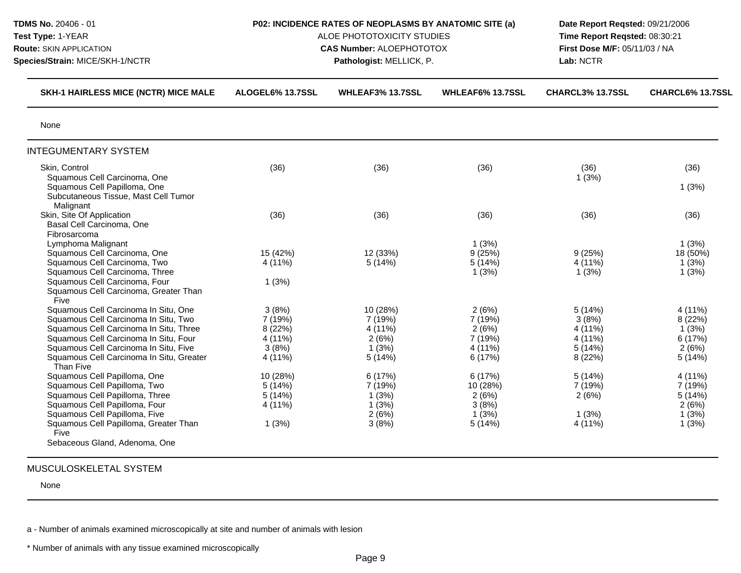**TDMS No.** 20406 - 01
**Test Type:** 1-YEAR
**Route:** SKIN APPLICATION
**Species/Strain:** MICE/SKH-1/NCTR

**P02: INCIDENCE RATES OF NEOPLASMS BY ANATOMIC SITE (a)**
ALOE PHOTOTOXICITY STUDIES
**CAS Number:** ALOEPHOTOTOX
**Pathologist:** MELLICK, P.

**Date Report Reqsted:** 09/21/2006
**Time Report Reqsted:** 08:30:21
**First Dose M/F:** 05/11/03 / NA
**Lab:** NCTR

| SKH-1 HAIRLESS MICE (NCTR) MICE MALE | ALOGEL6% 13.7SSL | WHLEAF3% 13.7SSL | WHLEAF6% 13.7SSL | CHARCL3% 13.7SSL | CHARCL6% 13.7SSL |
|---|---|---|---|---|---|
| None | | | | | |
| **INTEGUMENTARY SYSTEM** | | | | | |
| Skin, Control | (36) | (36) | (36) | (36) | (36) |
| Squamous Cell Carcinoma, One | | | | 1 (3%) | |
| Squamous Cell Papilloma, One | | | | | 1 (3%) |
| Subcutaneous Tissue, Mast Cell Tumor Malignant | | | | | |
| Skin, Site Of Application | (36) | (36) | (36) | (36) | (36) |
| Basal Cell Carcinoma, One | | | | | |
| Fibrosarcoma | | | | | |
| Lymphoma Malignant | | | 1 (3%) | | 1 (3%) |
| Squamous Cell Carcinoma, One | 15 (42%) | 12 (33%) | 9 (25%) | 9 (25%) | 18 (50%) |
| Squamous Cell Carcinoma, Two | 4 (11%) | 5 (14%) | 5 (14%) | 4 (11%) | 1 (3%) |
| Squamous Cell Carcinoma, Three | | | 1 (3%) | 1 (3%) | 1 (3%) |
| Squamous Cell Carcinoma, Four | 1 (3%) | | | | |
| Squamous Cell Carcinoma, Greater Than Five | | | | | |
| Squamous Cell Carcinoma In Situ, One | 3 (8%) | 10 (28%) | 2 (6%) | 5 (14%) | 4 (11%) |
| Squamous Cell Carcinoma In Situ, Two | 7 (19%) | 7 (19%) | 7 (19%) | 3 (8%) | 8 (22%) |
| Squamous Cell Carcinoma In Situ, Three | 8 (22%) | 4 (11%) | 2 (6%) | 4 (11%) | 1 (3%) |
| Squamous Cell Carcinoma In Situ, Four | 4 (11%) | 2 (6%) | 7 (19%) | 4 (11%) | 6 (17%) |
| Squamous Cell Carcinoma In Situ, Five | 3 (8%) | 1 (3%) | 4 (11%) | 5 (14%) | 2 (6%) |
| Squamous Cell Carcinoma In Situ, Greater Than Five | 4 (11%) | 5 (14%) | 6 (17%) | 8 (22%) | 5 (14%) |
| Squamous Cell Papilloma, One | 10 (28%) | 6 (17%) | 6 (17%) | 5 (14%) | 4 (11%) |
| Squamous Cell Papilloma, Two | 5 (14%) | 7 (19%) | 10 (28%) | 7 (19%) | 7 (19%) |
| Squamous Cell Papilloma, Three | 5 (14%) | 1 (3%) | 2 (6%) | 2 (6%) | 5 (14%) |
| Squamous Cell Papilloma, Four | 4 (11%) | 1 (3%) | 3 (8%) | | 2 (6%) |
| Squamous Cell Papilloma, Five | | 2 (6%) | 1 (3%) | 1 (3%) | 1 (3%) |
| Squamous Cell Papilloma, Greater Than Five | 1 (3%) | 3 (8%) | 5 (14%) | 4 (11%) | 1 (3%) |
| Sebaceous Gland, Adenoma, One | | | | | |
| **MUSCULOSKELETAL SYSTEM** | | | | | |
| None | | | | | |

a - Number of animals examined microscopically at site and number of animals with lesion

\* Number of animals with any tissue examined microscopically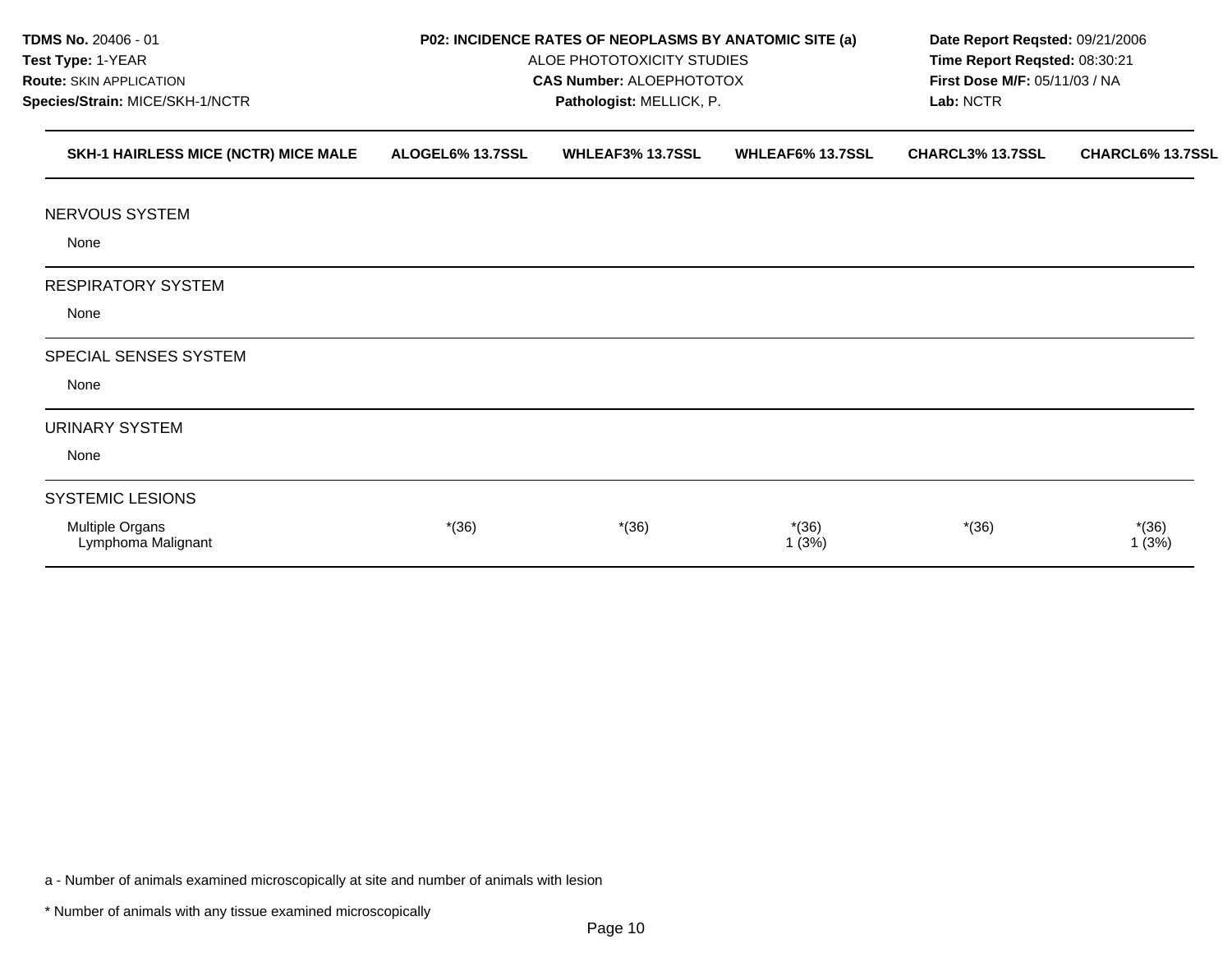**TDMS No.** 20406 - 01
**Test Type:** 1-YEAR
**Route:** SKIN APPLICATION
**Species/Strain:** MICE/SKH-1/NCTR

**P02: INCIDENCE RATES OF NEOPLASMS BY ANATOMIC SITE (a)**
ALOE PHOTOTOXICITY STUDIES
**CAS Number:** ALOEPHOTOTOX
**Pathologist:** MELLICK, P.

**Date Report Reqsted:** 09/21/2006
**Time Report Reqsted:** 08:30:21
**First Dose M/F:** 05/11/03 / NA
**Lab:** NCTR

| SKH-1 HAIRLESS MICE (NCTR) MICE MALE | ALOGEL6% 13.7SSL | WHLEAF3% 13.7SSL | WHLEAF6% 13.7SSL | CHARCL3% 13.7SSL | CHARCL6% 13.7SSL |
|---|---|---|---|---|---|
| NERVOUS SYSTEM | | | | | |
| None | | | | | |
| RESPIRATORY SYSTEM | | | | | |
| None | | | | | |
| SPECIAL SENSES SYSTEM | | | | | |
| None | | | | | |
| URINARY SYSTEM | | | | | |
| None | | | | | |
| SYSTEMIC LESIONS | | | | | |
| Multiple Organs | *(36) | *(36) | *(36) | *(36) | *(36) |
| Lymphoma Malignant | | | 1 (3%) | | 1 (3%) |

a - Number of animals examined microscopically at site and number of animals with lesion

* Number of animals with any tissue examined microscopically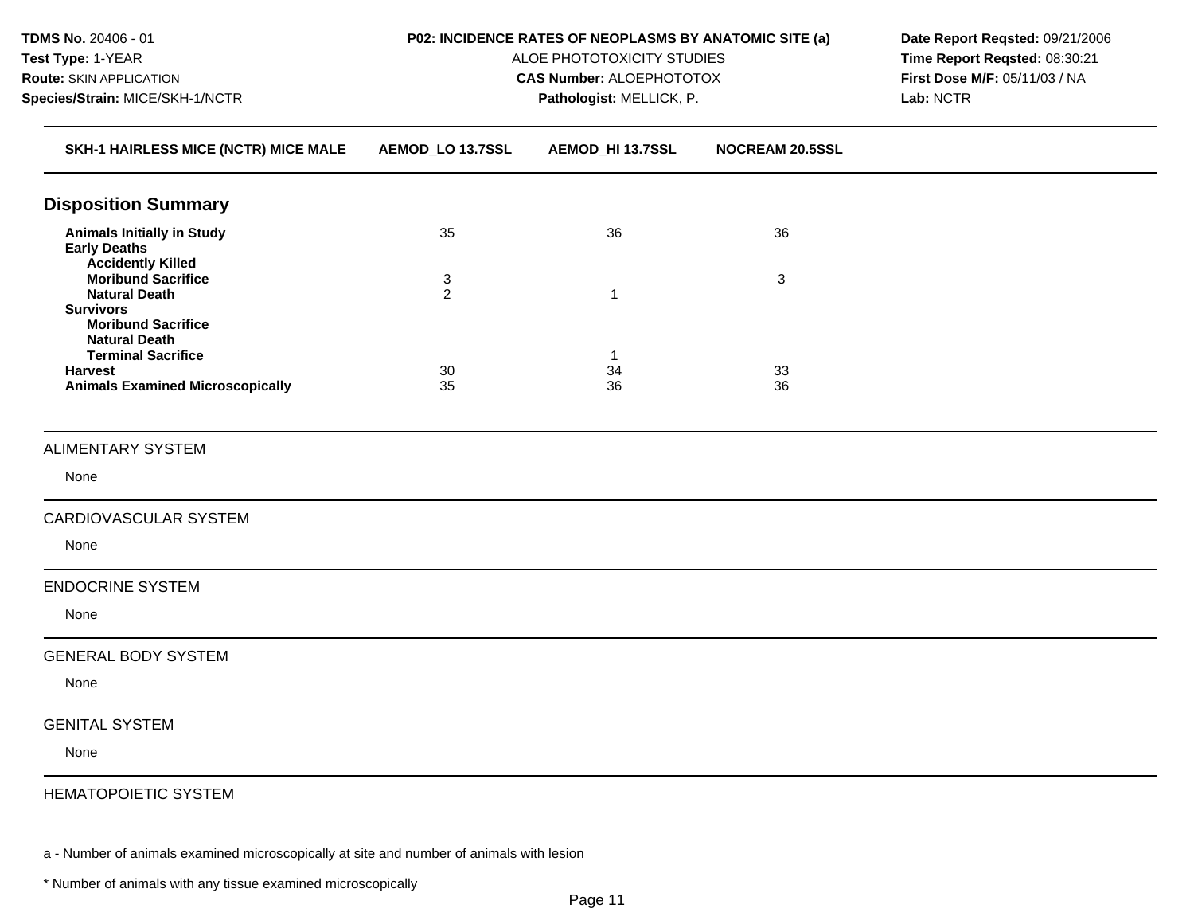**TDMS No.** 20406 - 01
**Test Type:** 1-YEAR
**Route:** SKIN APPLICATION
**Species/Strain:** MICE/SKH-1/NCTR

**P02: INCIDENCE RATES OF NEOPLASMS BY ANATOMIC SITE (a)**
ALOE PHOTOTOXICITY STUDIES
**CAS Number:** ALOEPHOTOTOX
**Pathologist:** MELLICK, P.

**Date Report Reqsted:** 09/21/2006
**Time Report Reqsted:** 08:30:21
**First Dose M/F:** 05/11/03 / NA
**Lab:** NCTR

| SKH-1 HAIRLESS MICE (NCTR) MICE MALE | AEMOD_LO 13.7SSL | AEMOD_HI 13.7SSL | NOCREAM 20.5SSL |
|---|---|---|---|
| **Disposition Summary** | | | |
| **Animals Initially in Study** | 35 | 36 | 36 |
| **Early Deaths** | | | |
| **Accidently Killed** | | | |
| **Moribund Sacrifice** | 3 | | 3 |
| **Natural Death** | 2 | 1 | |
| **Survivors** | | | |
| **Moribund Sacrifice** | | | |
| **Natural Death** | | | |
| **Terminal Sacrifice** | | 1 | |
| **Harvest** | 30 | 34 | 33 |
| **Animals Examined Microscopically** | 35 | 36 | 36 |

ALIMENTARY SYSTEM

None

CARDIOVASCULAR SYSTEM

None

ENDOCRINE SYSTEM

None

GENERAL BODY SYSTEM

None

GENITAL SYSTEM

None

HEMATOPOIETIC SYSTEM

a - Number of animals examined microscopically at site and number of animals with lesion

* Number of animals with any tissue examined microscopically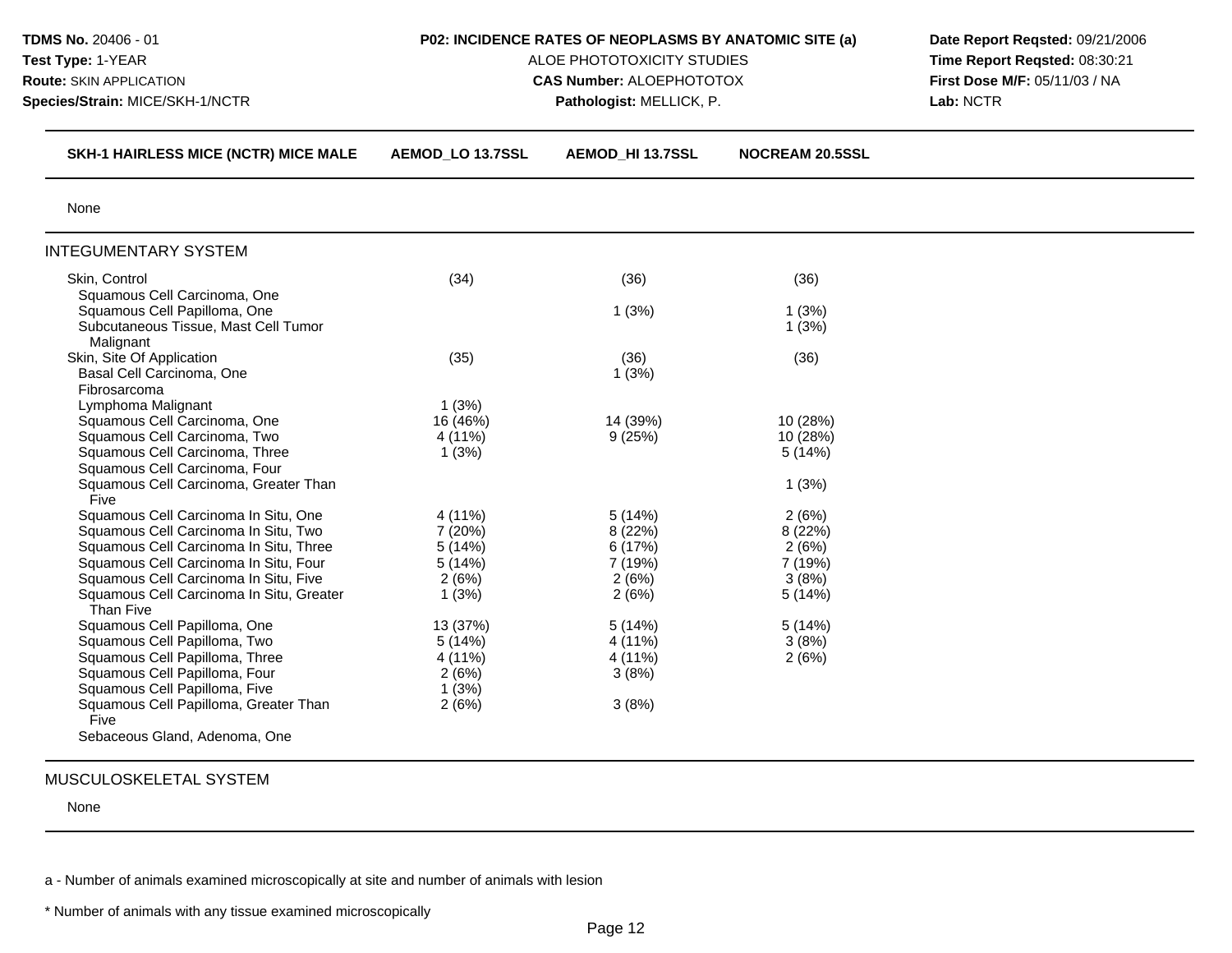**TDMS No.** 20406 - 01
**Test Type:** 1-YEAR
**Route:** SKIN APPLICATION
**Species/Strain:** MICE/SKH-1/NCTR

**P02: INCIDENCE RATES OF NEOPLASMS BY ANATOMIC SITE (a)**
ALOE PHOTOTOXICITY STUDIES
**CAS Number:** ALOEPHOTOTOX
**Pathologist:** MELLICK, P.

**Date Report Reqsted:** 09/21/2006
**Time Report Reqsted:** 08:30:21
**First Dose M/F:** 05/11/03 / NA
**Lab:** NCTR

| SKH-1 HAIRLESS MICE (NCTR) MICE MALE | AEMOD_LO 13.7SSL | AEMOD_HI 13.7SSL | NOCREAM 20.5SSL |
|---|---|---|---|
| None | | | |
| **INTEGUMENTARY SYSTEM** | | | |
| Skin, Control | (34) | (36) | (36) |
| Squamous Cell Carcinoma, One | | | |
| Squamous Cell Papilloma, One | | 1 (3%) | 1 (3%) |
| Subcutaneous Tissue, Mast Cell Tumor Malignant | | | 1 (3%) |
| Skin, Site Of Application | (35) | (36) | (36) |
| Basal Cell Carcinoma, One | | 1 (3%) | |
| Fibrosarcoma | | | |
| Lymphoma Malignant | 1 (3%) | | |
| Squamous Cell Carcinoma, One | 16 (46%) | 14 (39%) | 10 (28%) |
| Squamous Cell Carcinoma, Two | 4 (11%) | 9 (25%) | 10 (28%) |
| Squamous Cell Carcinoma, Three | 1 (3%) | | 5 (14%) |
| Squamous Cell Carcinoma, Four | | | |
| Squamous Cell Carcinoma, Greater Than Five | | | 1 (3%) |
| Squamous Cell Carcinoma In Situ, One | 4 (11%) | 5 (14%) | 2 (6%) |
| Squamous Cell Carcinoma In Situ, Two | 7 (20%) | 8 (22%) | 8 (22%) |
| Squamous Cell Carcinoma In Situ, Three | 5 (14%) | 6 (17%) | 2 (6%) |
| Squamous Cell Carcinoma In Situ, Four | 5 (14%) | 7 (19%) | 7 (19%) |
| Squamous Cell Carcinoma In Situ, Five | 2 (6%) | 2 (6%) | 3 (8%) |
| Squamous Cell Carcinoma In Situ, Greater Than Five | 1 (3%) | 2 (6%) | 5 (14%) |
| Squamous Cell Papilloma, One | 13 (37%) | 5 (14%) | 5 (14%) |
| Squamous Cell Papilloma, Two | 5 (14%) | 4 (11%) | 3 (8%) |
| Squamous Cell Papilloma, Three | 4 (11%) | 4 (11%) | 2 (6%) |
| Squamous Cell Papilloma, Four | 2 (6%) | 3 (8%) | |
| Squamous Cell Papilloma, Five | 1 (3%) | | |
| Squamous Cell Papilloma, Greater Than Five | 2 (6%) | 3 (8%) | |
| Sebaceous Gland, Adenoma, One | | | |
| **MUSCULOSKELETAL SYSTEM** | | | |
| None | | | |

a - Number of animals examined microscopically at site and number of animals with lesion

* Number of animals with any tissue examined microscopically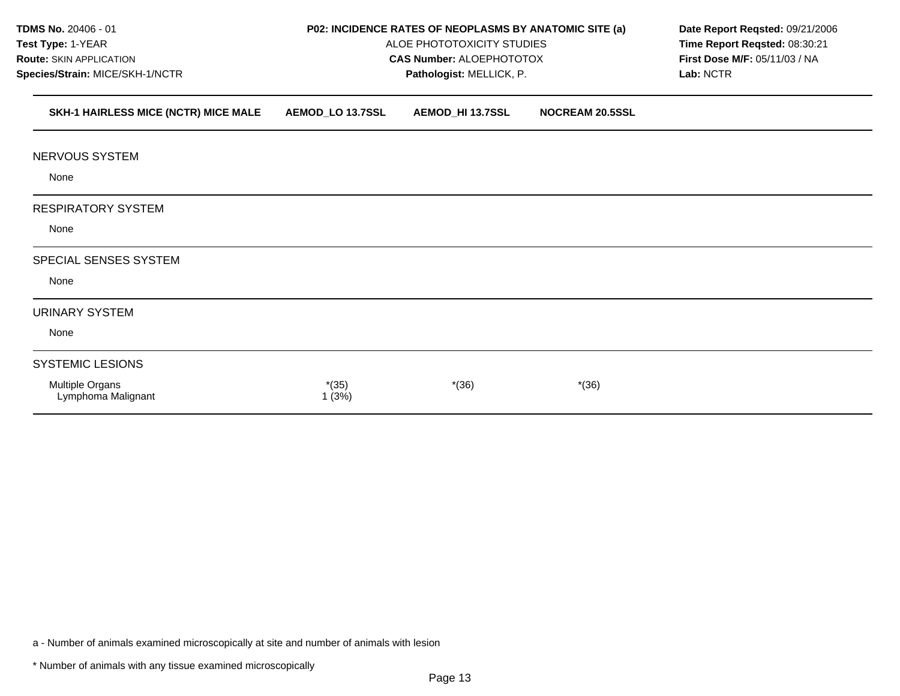**TDMS No.** 20406 - 01
**Test Type:** 1-YEAR
**Route:** SKIN APPLICATION
**Species/Strain:** MICE/SKH-1/NCTR

**P02: INCIDENCE RATES OF NEOPLASMS BY ANATOMIC SITE (a)**
ALOE PHOTOTOXICITY STUDIES
**CAS Number:** ALOEPHOTOTOX
**Pathologist:** MELLICK, P.

**Date Report Reqsted:** 09/21/2006
**Time Report Reqsted:** 08:30:21
**First Dose M/F:** 05/11/03 / NA
**Lab:** NCTR

| SKH-1 HAIRLESS MICE (NCTR) MICE MALE | AEMOD_LO 13.7SSL | AEMOD_HI 13.7SSL | NOCREAM 20.5SSL |
|---|---|---|---|
| **NERVOUS SYSTEM** | | | |
| None | | | |
| **RESPIRATORY SYSTEM** | | | |
| None | | | |
| **SPECIAL SENSES SYSTEM** | | | |
| None | | | |
| **URINARY SYSTEM** | | | |
| None | | | |
| **SYSTEMIC LESIONS** | | | |
| Multiple Organs | *(35) | *(36) | *(36) |
| Lymphoma Malignant | 1 (3%) | | |

a - Number of animals examined microscopically at site and number of animals with lesion

* Number of animals with any tissue examined microscopically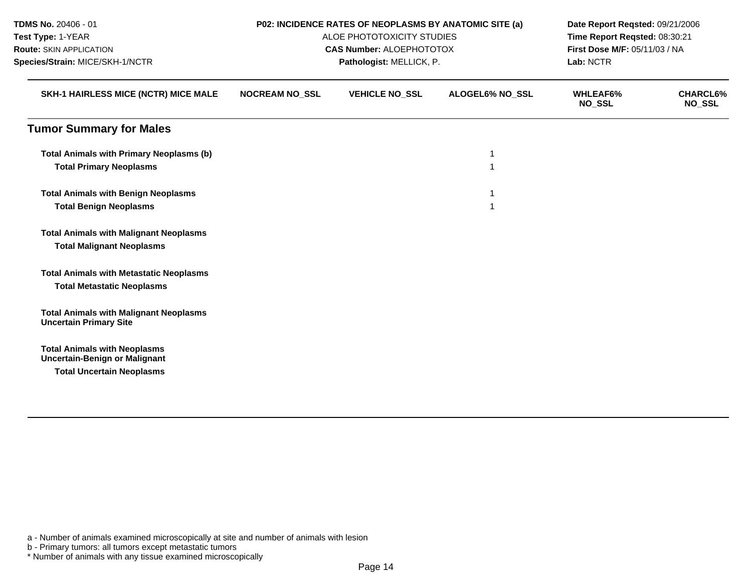**TDMS No.** 20406 - 01
**Test Type:** 1-YEAR
**Route:** SKIN APPLICATION
**Species/Strain:** MICE/SKH-1/NCTR

**P02: INCIDENCE RATES OF NEOPLASMS BY ANATOMIC SITE (a)**
ALOE PHOTOTOXICITY STUDIES
**CAS Number:** ALOEPHOTOTOX
**Pathologist:** MELLICK, P.

**Date Report Reqsted:** 09/21/2006
**Time Report Reqsted:** 08:30:21
**First Dose M/F:** 05/11/03 / NA
**Lab:** NCTR

| SKH-1 HAIRLESS MICE (NCTR) MICE MALE | NOCREAM NO_SSL | VEHICLE NO_SSL | ALOGEL6% NO_SSL | WHLEAF6% NO_SSL | CHARCL6% NO_SSL |
|---|---|---|---|---|---|
| **Tumor Summary for Males** | | | | | |
| **Total Animals with Primary Neoplasms (b)** | | | 1 | | |
| **Total Primary Neoplasms** | | | 1 | | |
| **Total Animals with Benign Neoplasms** | | | 1 | | |
| **Total Benign Neoplasms** | | | 1 | | |
| **Total Animals with Malignant Neoplasms** | | | | | |
| **Total Malignant Neoplasms** | | | | | |
| **Total Animals with Metastatic Neoplasms** | | | | | |
| **Total Metastatic Neoplasms** | | | | | |
| **Total Animals with Malignant Neoplasms Uncertain Primary Site** | | | | | |
| **Total Animals with Neoplasms Uncertain-Benign or Malignant** | | | | | |
| **Total Uncertain Neoplasms** | | | | | |

a - Number of animals examined microscopically at site and number of animals with lesion
b - Primary tumors: all tumors except metastatic tumors
* Number of animals with any tissue examined microscopically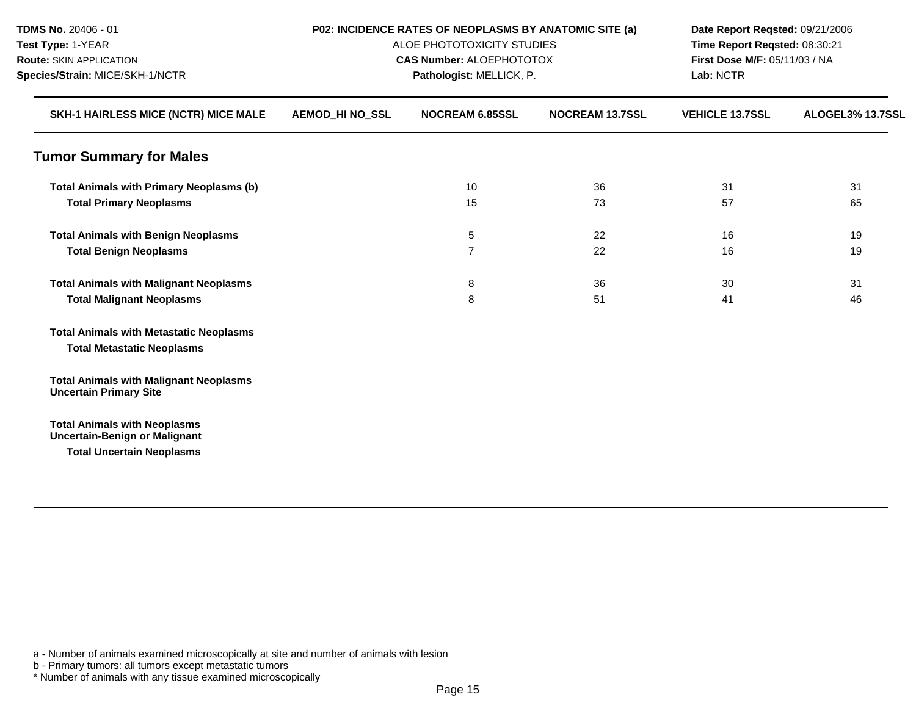**TDMS No.** 20406 - 01
**Test Type:** 1-YEAR
**Route:** SKIN APPLICATION
**Species/Strain:** MICE/SKH-1/NCTR

**P02: INCIDENCE RATES OF NEOPLASMS BY ANATOMIC SITE (a)**
ALOE PHOTOTOXICITY STUDIES
**CAS Number:** ALOEPHOTOTOX
**Pathologist:** MELLICK, P.

**Date Report Reqsted:** 09/21/2006
**Time Report Reqsted:** 08:30:21
**First Dose M/F:** 05/11/03 / NA
**Lab:** NCTR

| SKH-1 HAIRLESS MICE (NCTR) MICE MALE | AEMOD_HI NO_SSL | NOCREAM 6.85SSL | NOCREAM 13.7SSL | VEHICLE 13.7SSL | ALOGEL3% 13.7SSL |
|---|---|---|---|---|---|
| **Tumor Summary for Males** | | | | | |
| **Total Animals with Primary Neoplasms (b)** | | 10 | 36 | 31 | 31 |
| **Total Primary Neoplasms** | | 15 | 73 | 57 | 65 |
| **Total Animals with Benign Neoplasms** | | 5 | 22 | 16 | 19 |
| **Total Benign Neoplasms** | | 7 | 22 | 16 | 19 |
| **Total Animals with Malignant Neoplasms** | | 8 | 36 | 30 | 31 |
| **Total Malignant Neoplasms** | | 8 | 51 | 41 | 46 |
| **Total Animals with Metastatic Neoplasms** | | | | | |
| **Total Metastatic Neoplasms** | | | | | |
| **Total Animals with Malignant Neoplasms Uncertain Primary Site** | | | | | |
| **Total Animals with Neoplasms Uncertain-Benign or Malignant** | | | | | |
| **Total Uncertain Neoplasms** | | | | | |

a - Number of animals examined microscopically at site and number of animals with lesion
b - Primary tumors: all tumors except metastatic tumors
* Number of animals with any tissue examined microscopically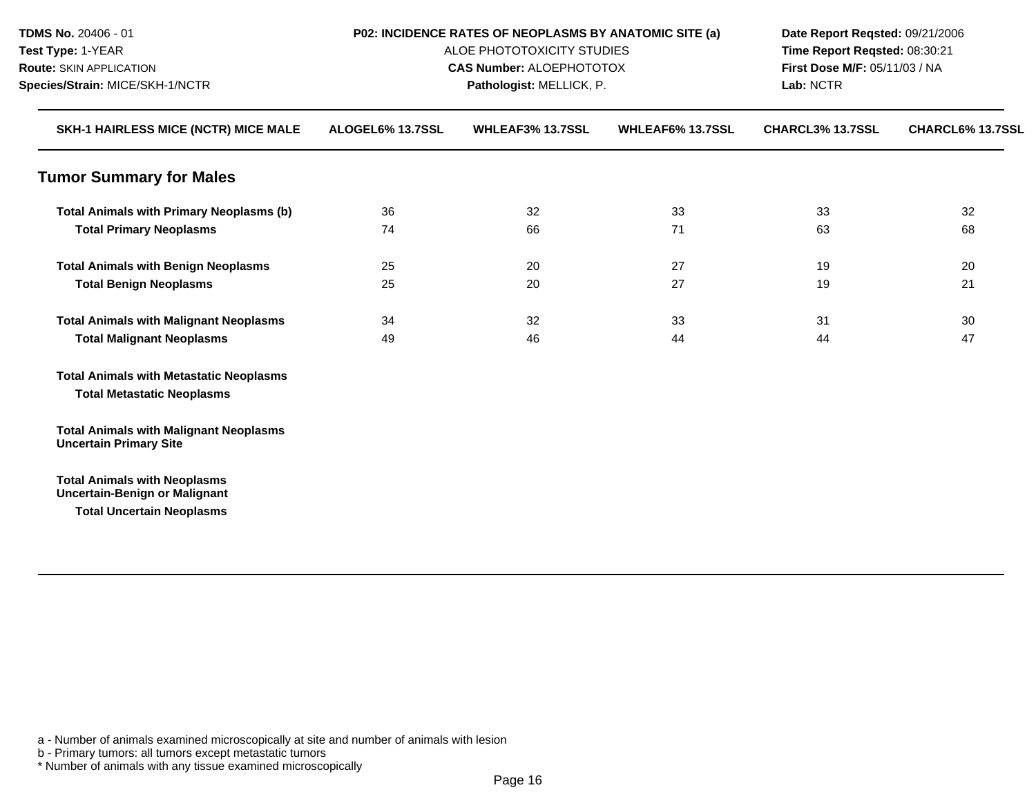**TDMS No.** 20406 - 01
**Test Type:** 1-YEAR
**Route:** SKIN APPLICATION
**Species/Strain:** MICE/SKH-1/NCTR

**P02: INCIDENCE RATES OF NEOPLASMS BY ANATOMIC SITE (a)**
ALOE PHOTOTOXICITY STUDIES
**CAS Number:** ALOEPHOTOTOX
**Pathologist:** MELLICK, P.

**Date Report Reqsted:** 09/21/2006
**Time Report Reqsted:** 08:30:21
**First Dose M/F:** 05/11/03 / NA
**Lab:** NCTR

| SKH-1 HAIRLESS MICE (NCTR) MICE MALE | ALOGEL6% 13.7SSL | WHLEAF3% 13.7SSL | WHLEAF6% 13.7SSL | CHARCL3% 13.7SSL | CHARCL6% 13.7SSL |
|---|---|---|---|---|---|
| **Tumor Summary for Males** | | | | | |
| **Total Animals with Primary Neoplasms (b)** | 36 | 32 | 33 | 33 | 32 |
| **Total Primary Neoplasms** | 74 | 66 | 71 | 63 | 68 |
| **Total Animals with Benign Neoplasms** | 25 | 20 | 27 | 19 | 20 |
| **Total Benign Neoplasms** | 25 | 20 | 27 | 19 | 21 |
| **Total Animals with Malignant Neoplasms** | 34 | 32 | 33 | 31 | 30 |
| **Total Malignant Neoplasms** | 49 | 46 | 44 | 44 | 47 |
| **Total Animals with Metastatic Neoplasms** | | | | | |
| **Total Metastatic Neoplasms** | | | | | |
| **Total Animals with Malignant Neoplasms Uncertain Primary Site** | | | | | |
| **Total Animals with Neoplasms Uncertain-Benign or Malignant** | | | | | |
| **Total Uncertain Neoplasms** | | | | | |

a - Number of animals examined microscopically at site and number of animals with lesion
b - Primary tumors: all tumors except metastatic tumors
* Number of animals with any tissue examined microscopically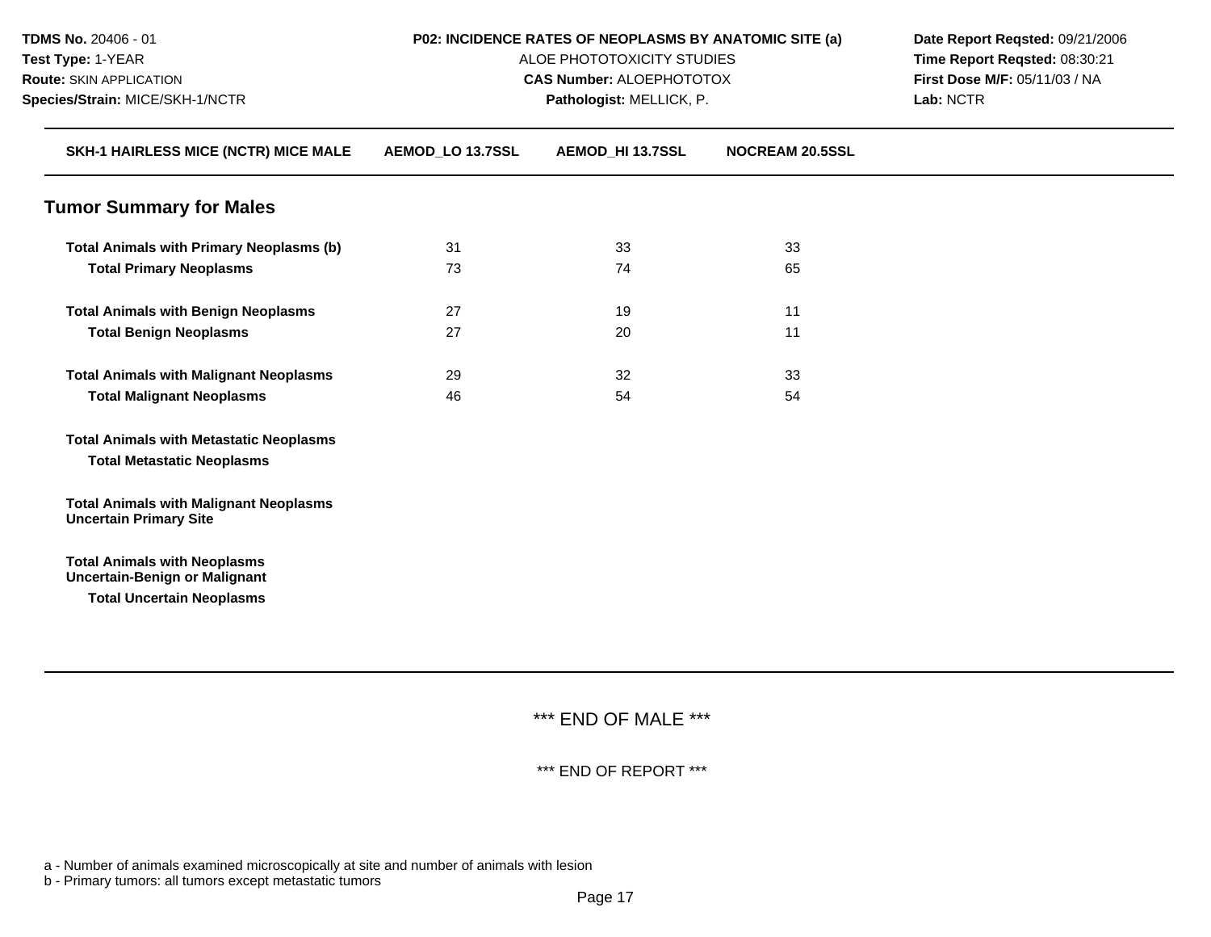**TDMS No.** 20406 - 01
**Test Type:** 1-YEAR
**Route:** SKIN APPLICATION
**Species/Strain:** MICE/SKH-1/NCTR

**P02: INCIDENCE RATES OF NEOPLASMS BY ANATOMIC SITE (a)**
ALOE PHOTOTOXICITY STUDIES
**CAS Number:** ALOEPHOTOTOX
**Pathologist:** MELLICK, P.

**Date Report Reqsted:** 09/21/2006
**Time Report Reqsted:** 08:30:21
**First Dose M/F:** 05/11/03 / NA
**Lab:** NCTR

| SKH-1 HAIRLESS MICE (NCTR) MICE MALE | AEMOD_LO 13.7SSL | AEMOD_HI 13.7SSL | NOCREAM 20.5SSL |
|---|---|---|---|

## Tumor Summary for Males

| | | | |
|---|---|---|---|
| **Total Animals with Primary Neoplasms (b)** | 31 | 33 | 33 |
| **Total Primary Neoplasms** | 73 | 74 | 65 |
| **Total Animals with Benign Neoplasms** | 27 | 19 | 11 |
| **Total Benign Neoplasms** | 27 | 20 | 11 |
| **Total Animals with Malignant Neoplasms** | 29 | 32 | 33 |
| **Total Malignant Neoplasms** | 46 | 54 | 54 |
| **Total Animals with Metastatic Neoplasms** | | | |
| **Total Metastatic Neoplasms** | | | |
| **Total Animals with Malignant Neoplasms Uncertain Primary Site** | | | |
| **Total Animals with Neoplasms Uncertain-Benign or Malignant** | | | |
| **Total Uncertain Neoplasms** | | | |

*** END OF MALE ***

*** END OF REPORT ***

a - Number of animals examined microscopically at site and number of animals with lesion
b - Primary tumors: all tumors except metastatic tumors